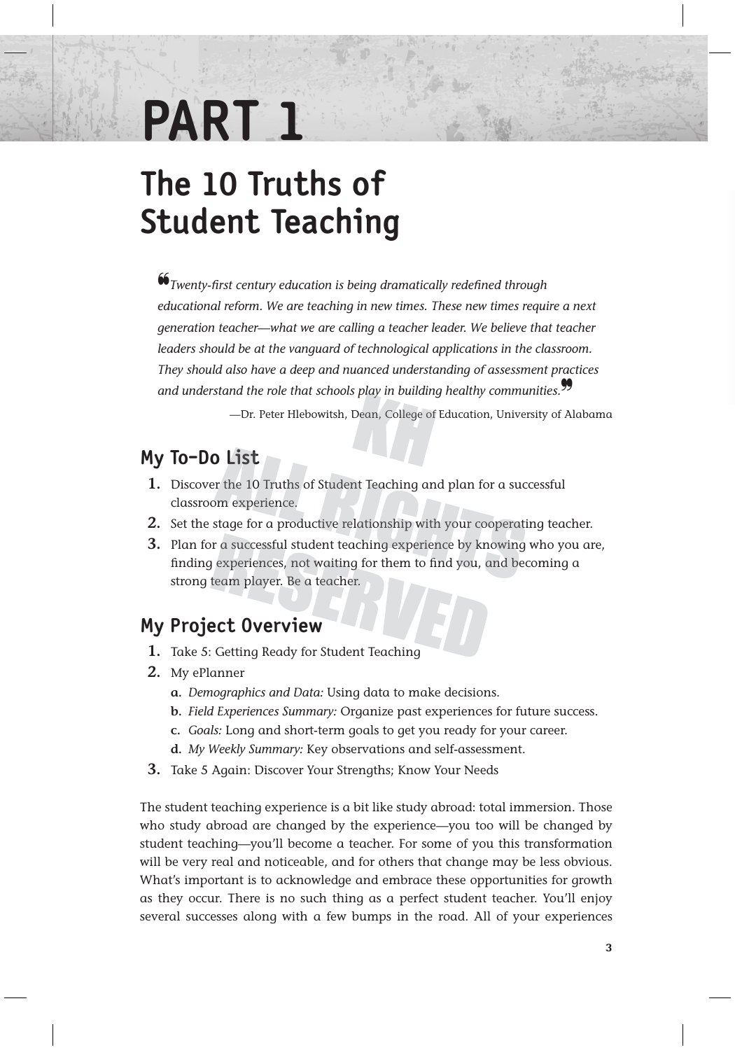# PART 1

# The 10 Truths of Student Teaching

> *"Twenty-first century education is being dramatically redefined through educational reform. We are teaching in new times. These new times require a next generation teacher—what we are calling a teacher leader. We believe that teacher leaders should be at the vanguard of technological applications in the classroom. They should also have a deep and nuanced understanding of assessment practices and understand the role that schools play in building healthy communities."*
>
> —Dr. Peter Hlebowitsh, Dean, College of Education, University of Alabama

## My To-Do List

1. Discover the 10 Truths of Student Teaching and plan for a successful classroom experience.
2. Set the stage for a productive relationship with your cooperating teacher.
3. Plan for a successful student teaching experience by knowing who you are, finding experiences, not waiting for them to find you, and becoming a strong team player. Be a teacher.

## My Project Overview

1. Take 5: Getting Ready for Student Teaching
2. My ePlanner
   a. *Demographics and Data:* Using data to make decisions.
   b. *Field Experiences Summary:* Organize past experiences for future success.
   c. *Goals:* Long and short-term goals to get you ready for your career.
   d. *My Weekly Summary:* Key observations and self-assessment.
3. Take 5 Again: Discover Your Strengths; Know Your Needs

The student teaching experience is a bit like study abroad: total immersion. Those who study abroad are changed by the experience—you too will be changed by student teaching—you'll become a teacher. For some of you this transformation will be very real and noticeable, and for others that change may be less obvious. What's important is to acknowledge and embrace these opportunities for growth as they occur. There is no such thing as a perfect student teacher. You'll enjoy several successes along with a few bumps in the road. All of your experiences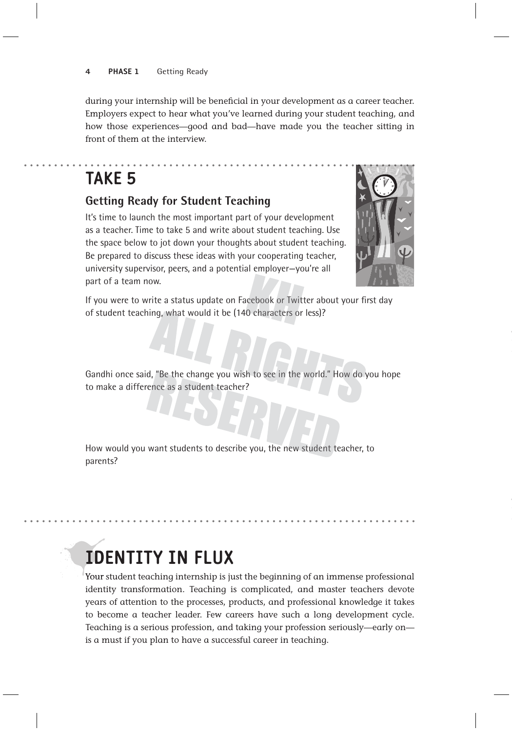during your internship will be beneficial in your development as a career teacher. Employers expect to hear what you've learned during your student teaching, and how those experiences—good and bad—have made you the teacher sitting in front of them at the interview.

## TAKE 5

### Getting Ready for Student Teaching

It's time to launch the most important part of your development as a teacher. Time to take 5 and write about student teaching. Use the space below to jot down your thoughts about student teaching. Be prepared to discuss these ideas with your cooperating teacher, university supervisor, peers, and a potential employer—you're all part of a team now.

If you were to write a status update on Facebook or Twitter about your first day of student teaching, what would it be (140 characters or less)?

Gandhi once said, "Be the change you wish to see in the world." How do you hope to make a difference as a student teacher?

How would you want students to describe you, the new student teacher, to parents?

## IDENTITY IN FLUX

Your student teaching internship is just the beginning of an immense professional identity transformation. Teaching is complicated, and master teachers devote years of attention to the processes, products, and professional knowledge it takes to become a teacher leader. Few careers have such a long development cycle. Teaching is a serious profession, and taking your profession seriously—early on—is a must if you plan to have a successful career in teaching.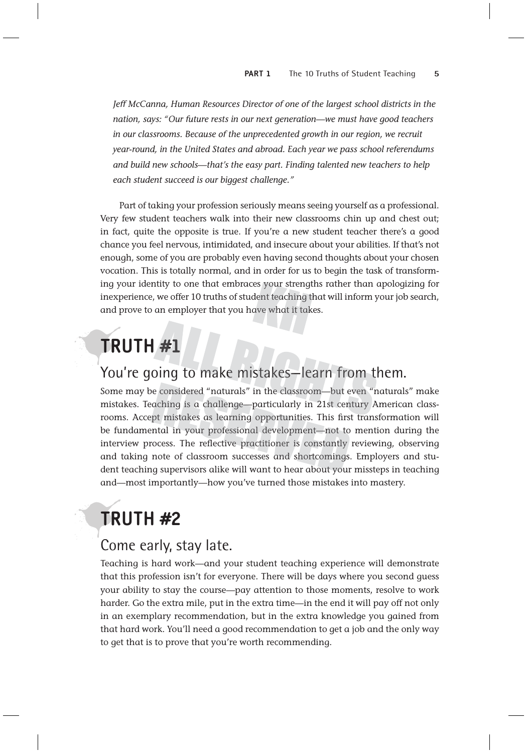*Jeff McCanna, Human Resources Director of one of the largest school districts in the nation, says: "Our future rests in our next generation—we must have good teachers in our classrooms. Because of the unprecedented growth in our region, we recruit year-round, in the United States and abroad. Each year we pass school referendums and build new schools—that's the easy part. Finding talented new teachers to help each student succeed is our biggest challenge."*

Part of taking your profession seriously means seeing yourself as a professional. Very few student teachers walk into their new classrooms chin up and chest out; in fact, quite the opposite is true. If you're a new student teacher there's a good chance you feel nervous, intimidated, and insecure about your abilities. If that's not enough, some of you are probably even having second thoughts about your chosen vocation. This is totally normal, and in order for us to begin the task of transforming your identity to one that embraces your strengths rather than apologizing for inexperience, we offer 10 truths of student teaching that will inform your job search, and prove to an employer that you have what it takes.

## TRUTH #1

### You're going to make mistakes—learn from them.

Some may be considered "naturals" in the classroom—but even "naturals" make mistakes. Teaching is a challenge—particularly in 21st century American classrooms. Accept mistakes as learning opportunities. This first transformation will be fundamental in your professional development—not to mention during the interview process. The reflective practitioner is constantly reviewing, observing and taking note of classroom successes and shortcomings. Employers and student teaching supervisors alike will want to hear about your missteps in teaching and—most importantly—how you've turned those mistakes into mastery.

## TRUTH #2

### Come early, stay late.

Teaching is hard work—and your student teaching experience will demonstrate that this profession isn't for everyone. There will be days where you second guess your ability to stay the course—pay attention to those moments, resolve to work harder. Go the extra mile, put in the extra time—in the end it will pay off not only in an exemplary recommendation, but in the extra knowledge you gained from that hard work. You'll need a good recommendation to get a job and the only way to get that is to prove that you're worth recommending.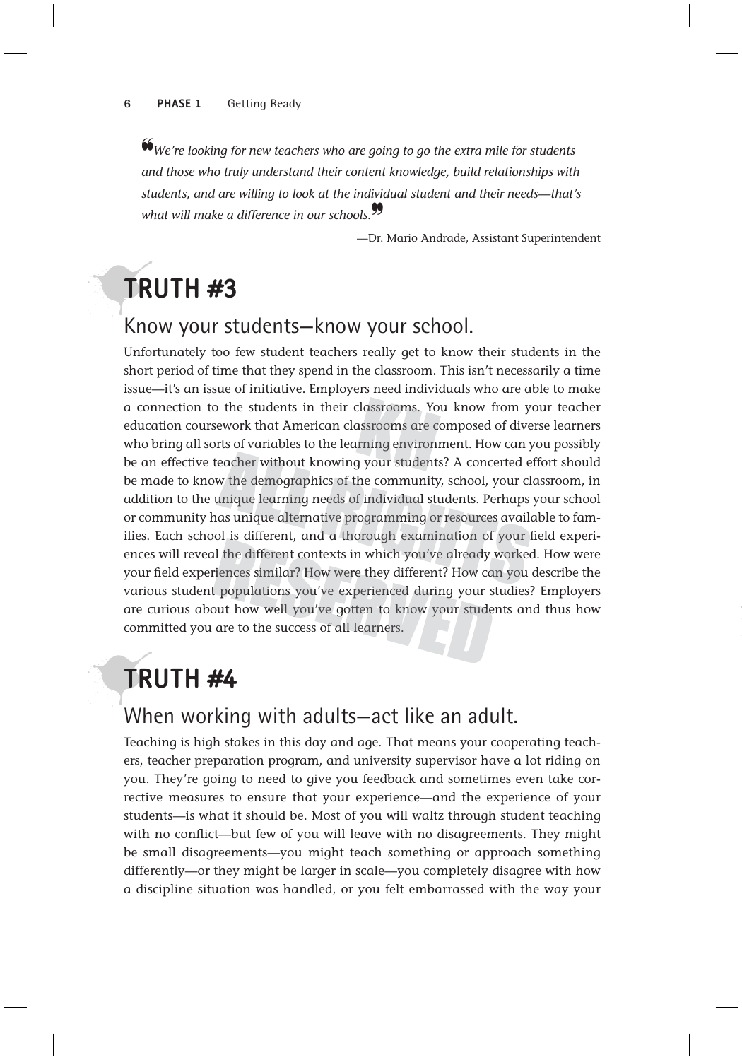*We're looking for new teachers who are going to go the extra mile for students and those who truly understand their content knowledge, build relationships with students, and are willing to look at the individual student and their needs—that's what will make a difference in our schools.*

—Dr. Mario Andrade, Assistant Superintendent

## TRUTH #3

### Know your students—know your school.

Unfortunately too few student teachers really get to know their students in the short period of time that they spend in the classroom. This isn't necessarily a time issue—it's an issue of initiative. Employers need individuals who are able to make a connection to the students in their classrooms. You know from your teacher education coursework that American classrooms are composed of diverse learners who bring all sorts of variables to the learning environment. How can you possibly be an effective teacher without knowing your students? A concerted effort should be made to know the demographics of the community, school, your classroom, in addition to the unique learning needs of individual students. Perhaps your school or community has unique alternative programming or resources available to families. Each school is different, and a thorough examination of your field experiences will reveal the different contexts in which you've already worked. How were your field experiences similar? How were they different? How can you describe the various student populations you've experienced during your studies? Employers are curious about how well you've gotten to know your students and thus how committed you are to the success of all learners.

## TRUTH #4

### When working with adults—act like an adult.

Teaching is high stakes in this day and age. That means your cooperating teachers, teacher preparation program, and university supervisor have a lot riding on you. They're going to need to give you feedback and sometimes even take corrective measures to ensure that your experience—and the experience of your students—is what it should be. Most of you will waltz through student teaching with no conflict—but few of you will leave with no disagreements. They might be small disagreements—you might teach something or approach something differently—or they might be larger in scale—you completely disagree with how a discipline situation was handled, or you felt embarrassed with the way your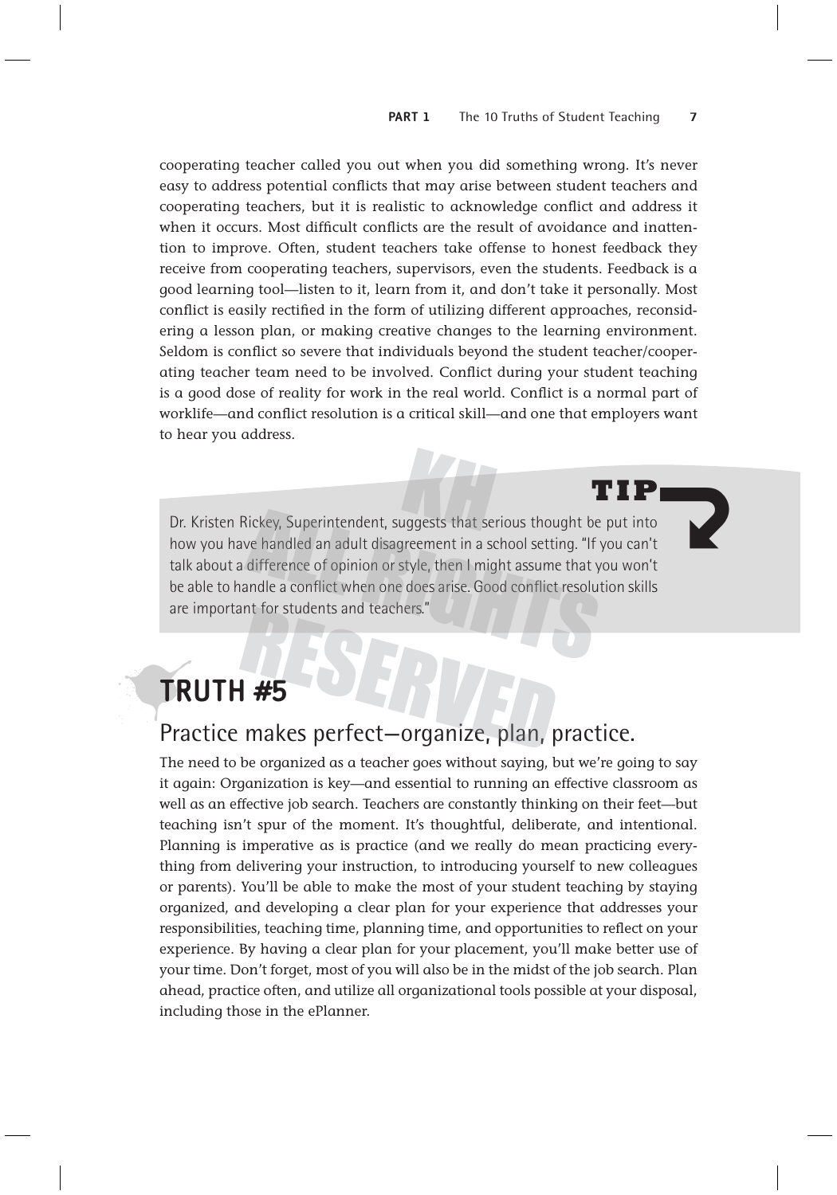cooperating teacher called you out when you did something wrong. It's never easy to address potential conflicts that may arise between student teachers and cooperating teachers, but it is realistic to acknowledge conflict and address it when it occurs. Most difficult conflicts are the result of avoidance and inattention to improve. Often, student teachers take offense to honest feedback they receive from cooperating teachers, supervisors, even the students. Feedback is a good learning tool—listen to it, learn from it, and don't take it personally. Most conflict is easily rectified in the form of utilizing different approaches, reconsidering a lesson plan, or making creative changes to the learning environment. Seldom is conflict so severe that individuals beyond the student teacher/cooperating teacher team need to be involved. Conflict during your student teaching is a good dose of reality for work in the real world. Conflict is a normal part of worklife—and conflict resolution is a critical skill—and one that employers want to hear you address.

**TIP**

Dr. Kristen Rickey, Superintendent, suggests that serious thought be put into how you have handled an adult disagreement in a school setting. "If you can't talk about a difference of opinion or style, then I might assume that you won't be able to handle a conflict when one does arise. Good conflict resolution skills are important for students and teachers."

# TRUTH #5

## Practice makes perfect—organize, plan, practice.

The need to be organized as a teacher goes without saying, but we're going to say it again: Organization is key—and essential to running an effective classroom as well as an effective job search. Teachers are constantly thinking on their feet—but teaching isn't spur of the moment. It's thoughtful, deliberate, and intentional. Planning is imperative as is practice (and we really do mean practicing everything from delivering your instruction, to introducing yourself to new colleagues or parents). You'll be able to make the most of your student teaching by staying organized, and developing a clear plan for your experience that addresses your responsibilities, teaching time, planning time, and opportunities to reflect on your experience. By having a clear plan for your placement, you'll make better use of your time. Don't forget, most of you will also be in the midst of the job search. Plan ahead, practice often, and utilize all organizational tools possible at your disposal, including those in the ePlanner.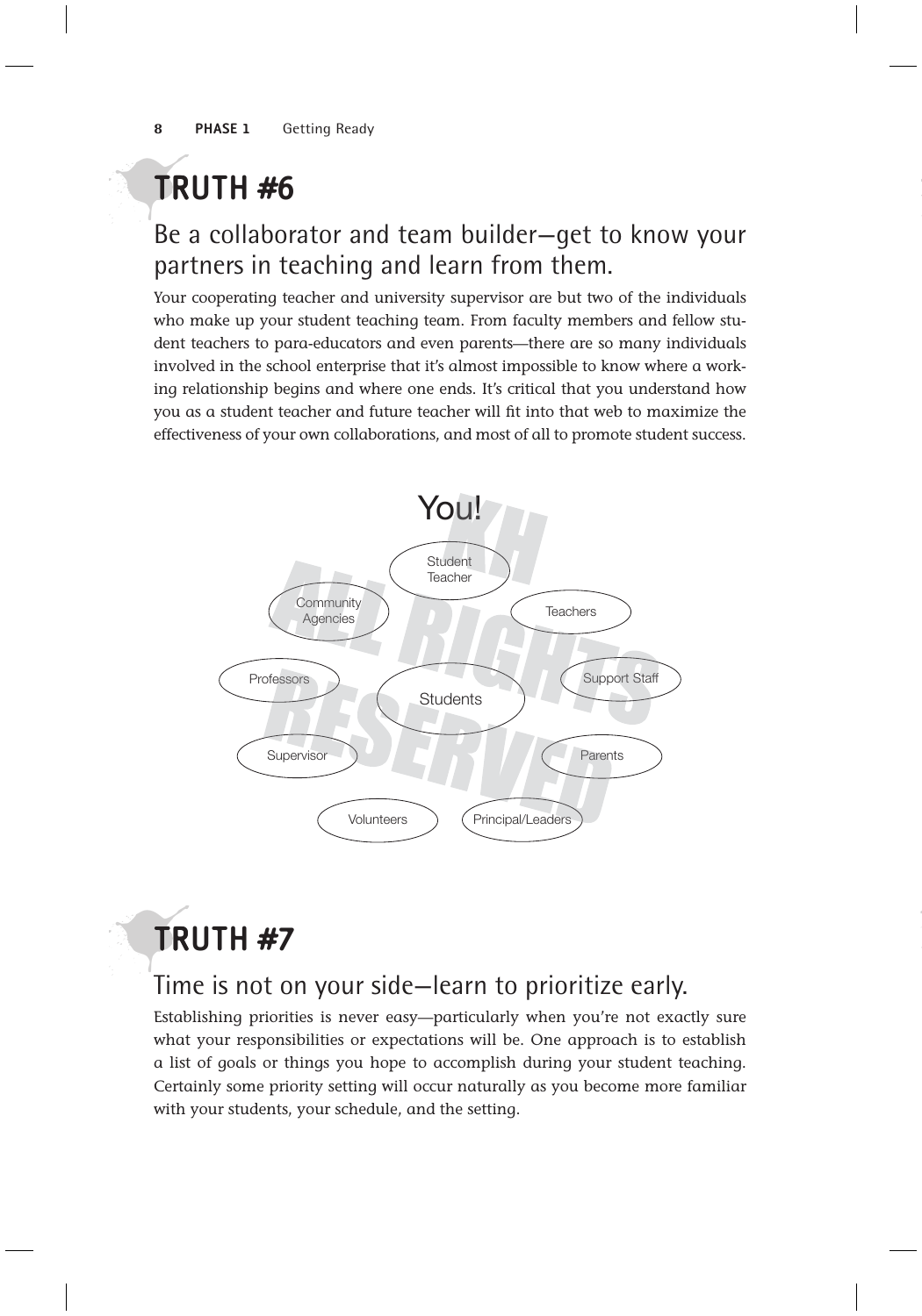# TRUTH #6

## Be a collaborator and team builder—get to know your partners in teaching and learn from them.

Your cooperating teacher and university supervisor are but two of the individuals who make up your student teaching team. From faculty members and fellow student teachers to para-educators and even parents—there are so many individuals involved in the school enterprise that it's almost impossible to know where a working relationship begins and where one ends. It's critical that you understand how you as a student teacher and future teacher will fit into that web to maximize the effectiveness of your own collaborations, and most of all to promote student success.

You!

- Student Teacher
- Teachers
- Community Agencies
- Professors
- Students
- Support Staff
- Supervisor
- Parents
- Volunteers
- Principal/Leaders

# TRUTH #7

## Time is not on your side—learn to prioritize early.

Establishing priorities is never easy—particularly when you're not exactly sure what your responsibilities or expectations will be. One approach is to establish a list of goals or things you hope to accomplish during your student teaching. Certainly some priority setting will occur naturally as you become more familiar with your students, your schedule, and the setting.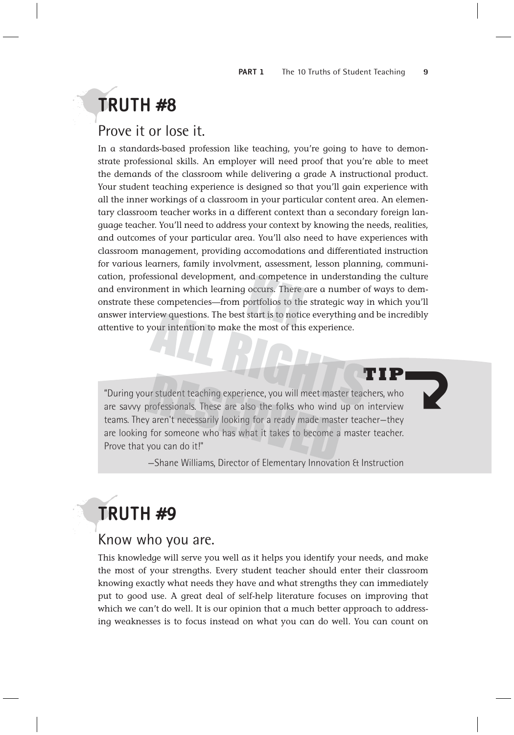## TRUTH #8

### Prove it or lose it.

In a standards-based profession like teaching, you're going to have to demonstrate professional skills. An employer will need proof that you're able to meet the demands of the classroom while delivering a grade A instructional product. Your student teaching experience is designed so that you'll gain experience with all the inner workings of a classroom in your particular content area. An elementary classroom teacher works in a different context than a secondary foreign language teacher. You'll need to address your context by knowing the needs, realities, and outcomes of your particular area. You'll also need to have experiences with classroom management, providing accomodations and differentiated instruction for various learners, family involvment, assessment, lesson planning, communication, professional development, and competence in understanding the culture and environment in which learning occurs. There are a number of ways to demonstrate these competencies—from portfolios to the strategic way in which you'll answer interview questions. The best start is to notice everything and be incredibly attentive to your intention to make the most of this experience.

**TIP**

"During your student teaching experience, you will meet master teachers, who are savvy professionals. These are also the folks who wind up on interview teams. They aren't necessarily looking for a ready made master teacher—they are looking for someone who has what it takes to become a master teacher. Prove that you can do it!"

—Shane Williams, Director of Elementary Innovation & Instruction

## TRUTH #9

### Know who you are.

This knowledge will serve you well as it helps you identify your needs, and make the most of your strengths. Every student teacher should enter their classroom knowing exactly what needs they have and what strengths they can immediately put to good use. A great deal of self-help literature focuses on improving that which we can't do well. It is our opinion that a much better approach to addressing weaknesses is to focus instead on what you can do well. You can count on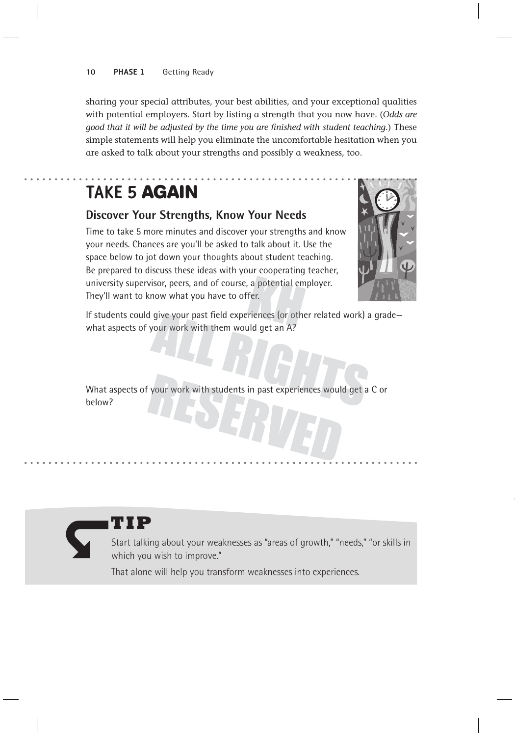sharing your special attributes, your best abilities, and your exceptional qualities with potential employers. Start by listing a strength that you now have. (*Odds are good that it will be adjusted by the time you are finished with student teaching.*) These simple statements will help you eliminate the uncomfortable hesitation when you are asked to talk about your strengths and possibly a weakness, too.

## TAKE 5 AGAIN

### Discover Your Strengths, Know Your Needs

Time to take 5 more minutes and discover your strengths and know your needs. Chances are you'll be asked to talk about it. Use the space below to jot down your thoughts about student teaching. Be prepared to discuss these ideas with your cooperating teacher, university supervisor, peers, and of course, a potential employer. They'll want to know what you have to offer.

If students could give your past field experiences (or other related work) a grade—what aspects of your work with them would get an A?

What aspects of your work with students in past experiences would get a C or below?

### TIP

Start talking about your weaknesses as "areas of growth," "needs," "or skills in which you wish to improve."

That alone will help you transform weaknesses into experiences.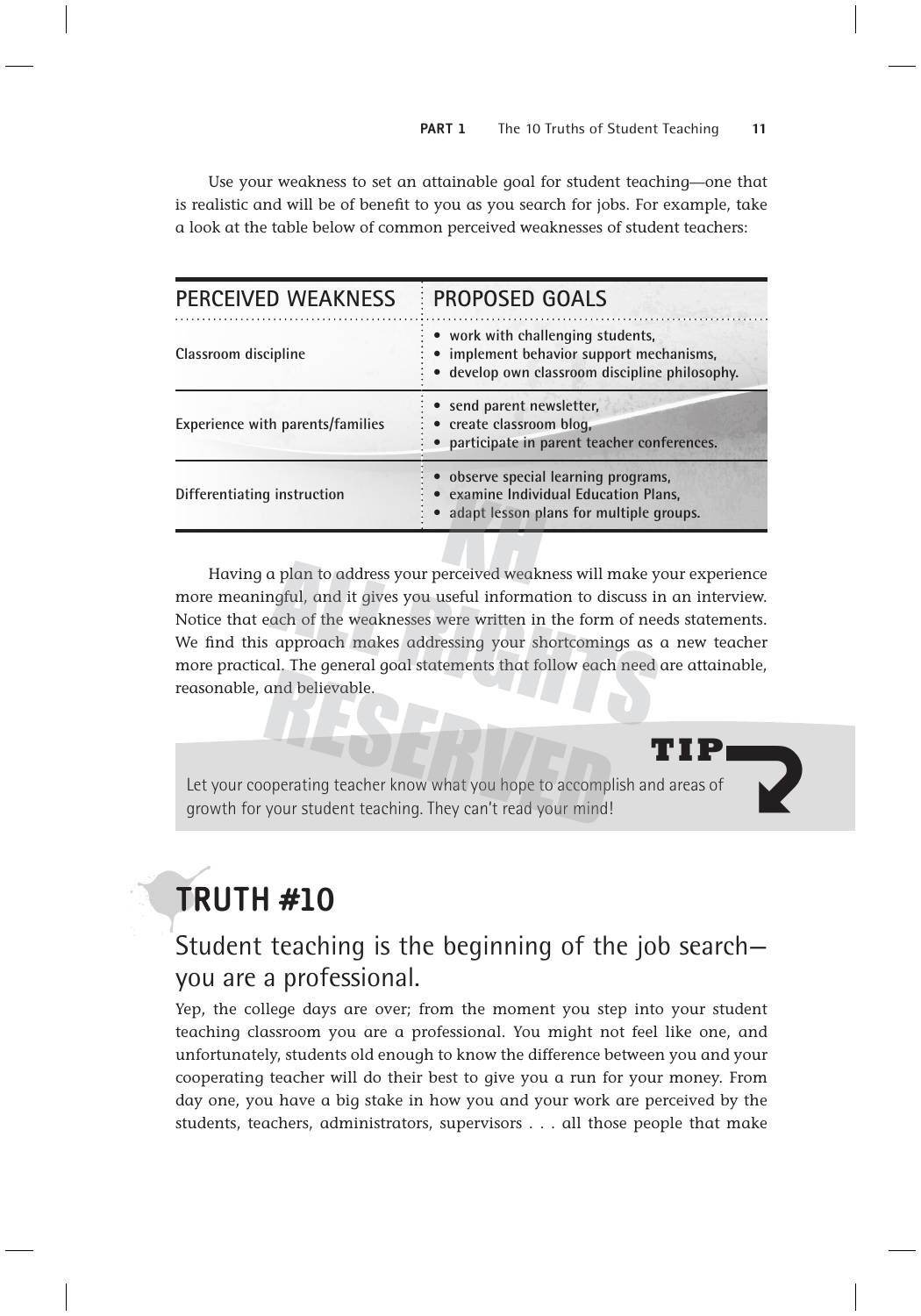Use your weakness to set an attainable goal for student teaching—one that is realistic and will be of benefit to you as you search for jobs. For example, take a look at the table below of common perceived weaknesses of student teachers:

| PERCEIVED WEAKNESS | PROPOSED GOALS |
|---|---|
| Classroom discipline | • work with challenging students,<br>• implement behavior support mechanisms,<br>• develop own classroom discipline philosophy. |
| Experience with parents/families | • send parent newsletter,<br>• create classroom blog,<br>• participate in parent teacher conferences. |
| Differentiating instruction | • observe special learning programs,<br>• examine Individual Education Plans,<br>• adapt lesson plans for multiple groups. |

Having a plan to address your perceived weakness will make your experience more meaningful, and it gives you useful information to discuss in an interview. Notice that each of the weaknesses were written in the form of needs statements. We find this approach makes addressing your shortcomings as a new teacher more practical. The general goal statements that follow each need are attainable, reasonable, and believable.

**TIP**

Let your cooperating teacher know what you hope to accomplish and areas of growth for your student teaching. They can't read your mind!

# TRUTH #10

## Student teaching is the beginning of the job search—you are a professional.

Yep, the college days are over; from the moment you step into your student teaching classroom you are a professional. You might not feel like one, and unfortunately, students old enough to know the difference between you and your cooperating teacher will do their best to give you a run for your money. From day one, you have a big stake in how you and your work are perceived by the students, teachers, administrators, supervisors . . . all those people that make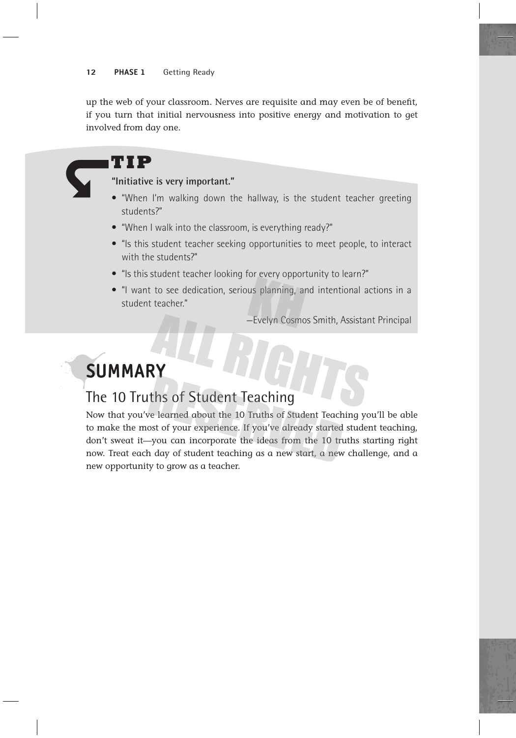up the web of your classroom. Nerves are requisite and may even be of benefit, if you turn that initial nervousness into positive energy and motivation to get involved from day one.

> **TIP**
>
> **"Initiative is very important."**
>
> - "When I'm walking down the hallway, is the student teacher greeting students?"
> - "When I walk into the classroom, is everything ready?"
> - "Is this student teacher seeking opportunities to meet people, to interact with the students?"
> - "Is this student teacher looking for every opportunity to learn?"
> - "I want to see dedication, serious planning, and intentional actions in a student teacher."
>
> —Evelyn Cosmos Smith, Assistant Principal

# SUMMARY

## The 10 Truths of Student Teaching

Now that you've learned about the 10 Truths of Student Teaching you'll be able to make the most of your experience. If you've already started student teaching, don't sweat it—you can incorporate the ideas from the 10 truths starting right now. Treat each day of student teaching as a new start, a new challenge, and a new opportunity to grow as a teacher.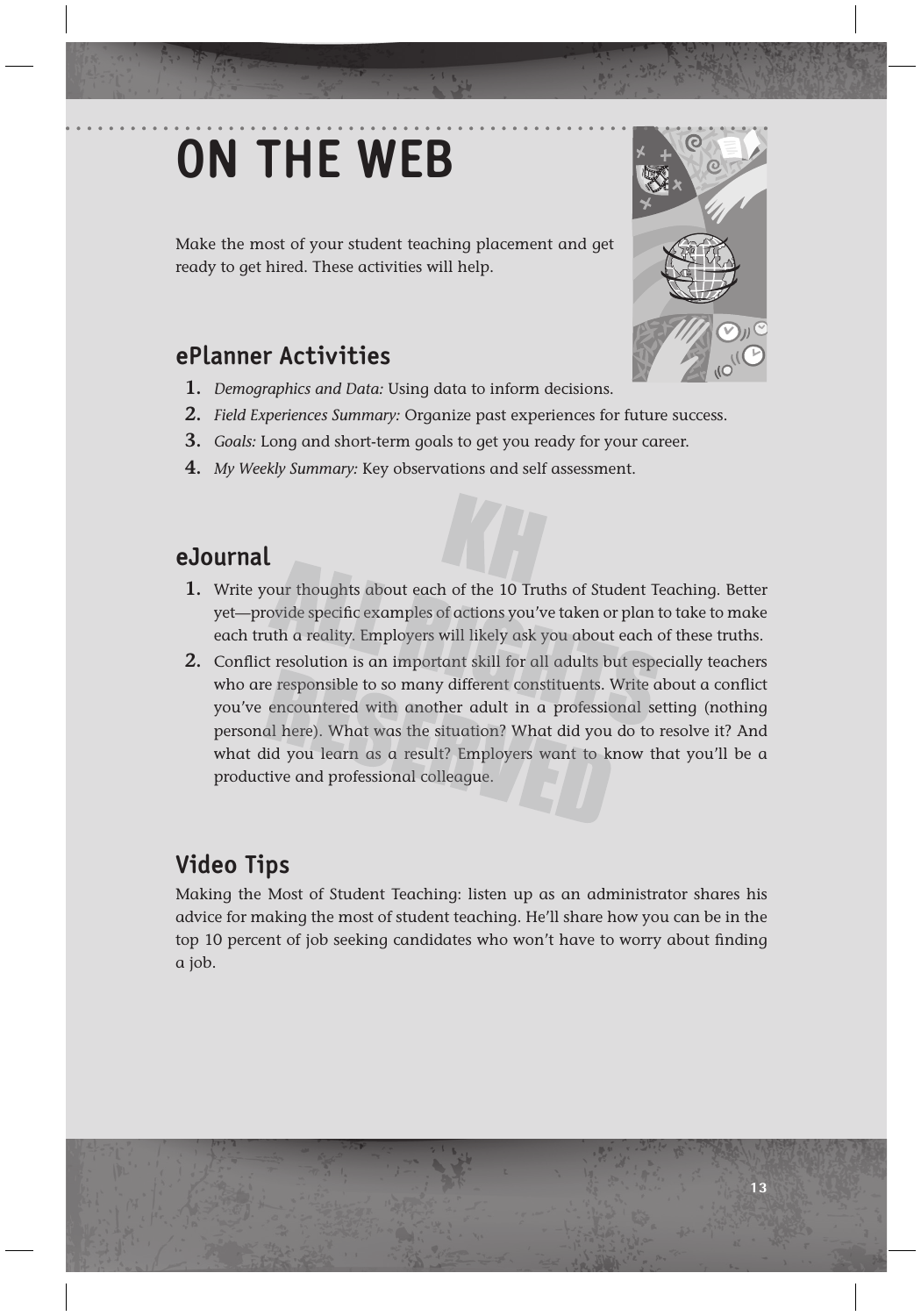# ON THE WEB

Make the most of your student teaching placement and get ready to get hired. These activities will help.

## ePlanner Activities

1. *Demographics and Data:* Using data to inform decisions.
2. *Field Experiences Summary:* Organize past experiences for future success.
3. *Goals:* Long and short-term goals to get you ready for your career.
4. *My Weekly Summary:* Key observations and self assessment.

## eJournal

1. Write your thoughts about each of the 10 Truths of Student Teaching. Better yet—provide specific examples of actions you've taken or plan to take to make each truth a reality. Employers will likely ask you about each of these truths.
2. Conflict resolution is an important skill for all adults but especially teachers who are responsible to so many different constituents. Write about a conflict you've encountered with another adult in a professional setting (nothing personal here). What was the situation? What did you do to resolve it? And what did you learn as a result? Employers want to know that you'll be a productive and professional colleague.

## Video Tips

Making the Most of Student Teaching: listen up as an administrator shares his advice for making the most of student teaching. He'll share how you can be in the top 10 percent of job seeking candidates who won't have to worry about finding a job.